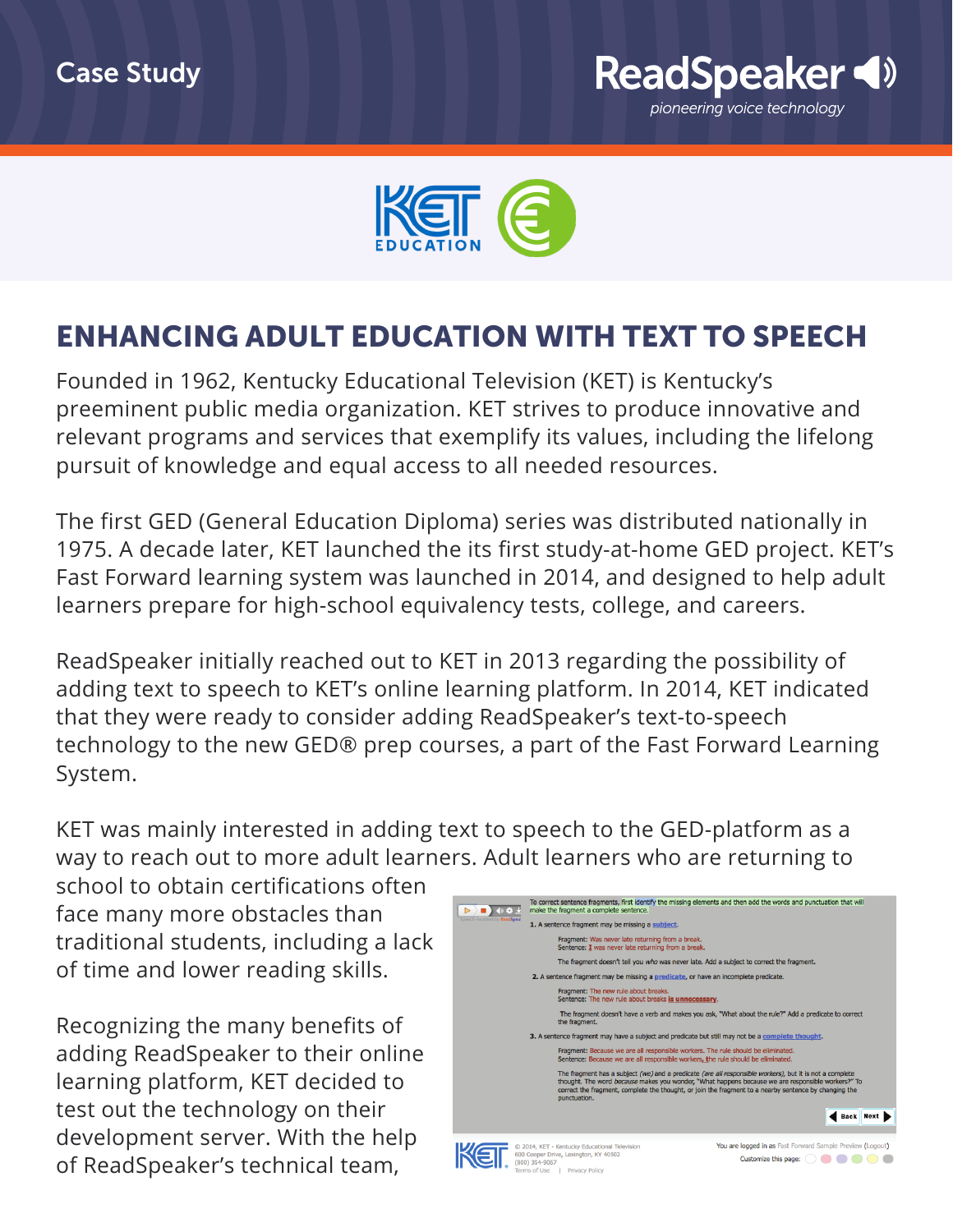Case Study

ReadSpeaker

*pioneering voice technology*

KET EDUCATION

# ENHANCING ADULT EDUCATION WITH TEXT TO SPEECH

Founded in 1962, Kentucky Educational Television (KET) is Kentucky's preeminent public media organization. KET strives to produce innovative and relevant programs and services that exemplify its values, including the lifelong pursuit of knowledge and equal access to all needed resources.

The first GED (General Education Diploma) series was distributed nationally in 1975. A decade later, KET launched the its first study-at-home GED project. KET's Fast Forward learning system was launched in 2014, and designed to help adult learners prepare for high-school equivalency tests, college, and careers.

ReadSpeaker initially reached out to KET in 2013 regarding the possibility of adding text to speech to KET's online learning platform. In 2014, KET indicated that they were ready to consider adding ReadSpeaker's text-to-speech technology to the new GED® prep courses, a part of the Fast Forward Learning System.

KET was mainly interested in adding text to speech to the GED-platform as a way to reach out to more adult learners. Adult learners who are returning to school to obtain certifications often face many more obstacles than traditional students, including a lack of time and lower reading skills.

Recognizing the many benefits of adding ReadSpeaker to their online learning platform, KET decided to test out the technology on their development server. With the help of ReadSpeaker's technical team,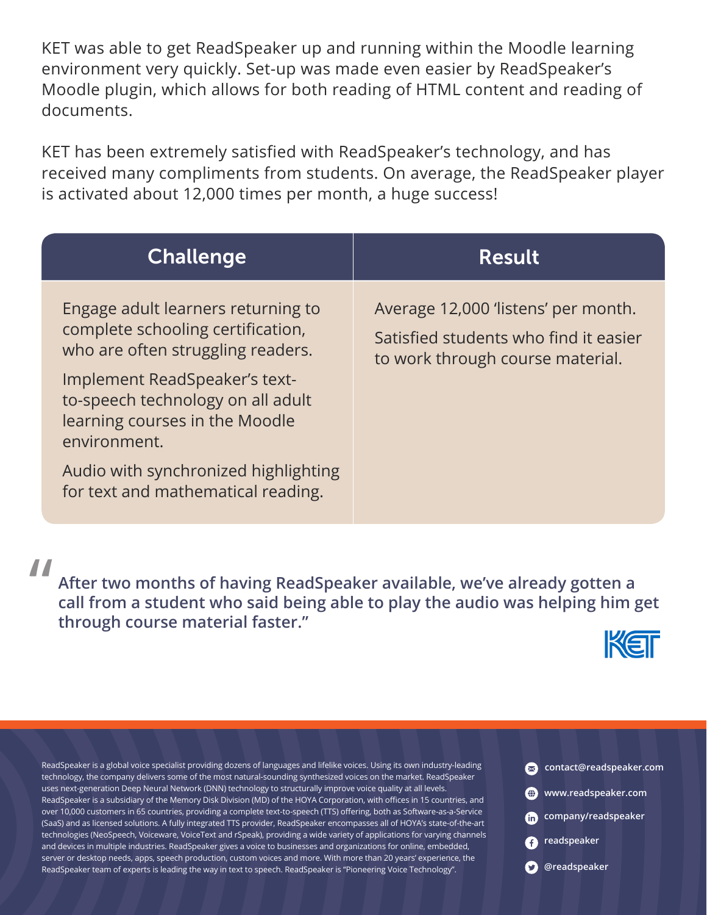KET was able to get ReadSpeaker up and running within the Moodle learning environment very quickly. Set-up was made even easier by ReadSpeaker's Moodle plugin, which allows for both reading of HTML content and reading of documents.

KET has been extremely satisfied with ReadSpeaker's technology, and has received many compliments from students. On average, the ReadSpeaker player is activated about 12,000 times per month, a huge success!

| Challenge | Result |
| --- | --- |
| Engage adult learners returning to complete schooling certification, who are often struggling readers.<br><br>Implement ReadSpeaker's text-to-speech technology on all adult learning courses in the Moodle environment.<br><br>Audio with synchronized highlighting for text and mathematical reading. | Average 12,000 'listens' per month.<br><br>Satisfied students who find it easier to work through course material. |

> **"After two months of having ReadSpeaker available, we've already gotten a call from a student who said being able to play the audio was helping him get through course material faster."**
>
> KET

ReadSpeaker is a global voice specialist providing dozens of languages and lifelike voices. Using its own industry-leading technology, the company delivers some of the most natural-sounding synthesized voices on the market. ReadSpeaker uses next-generation Deep Neural Network (DNN) technology to structurally improve voice quality at all levels. ReadSpeaker is a subsidiary of the Memory Disk Division (MD) of the HOYA Corporation, with offices in 15 countries, and over 10,000 customers in 65 countries, providing a complete text-to-speech (TTS) offering, both as Software-as-a-Service (SaaS) and as licensed solutions. A fully integrated TTS provider, ReadSpeaker encompasses all of HOYA's state-of-the-art technologies (NeoSpeech, Voiceware, VoiceText and rSpeak), providing a wide variety of applications for varying channels and devices in multiple industries. ReadSpeaker gives a voice to businesses and organizations for online, embedded, server or desktop needs, apps, speech production, custom voices and more. With more than 20 years' experience, the ReadSpeaker team of experts is leading the way in text to speech. ReadSpeaker is "Pioneering Voice Technology".

- contact@readspeaker.com
- www.readspeaker.com
- company/readspeaker
- readspeaker
- @readspeaker